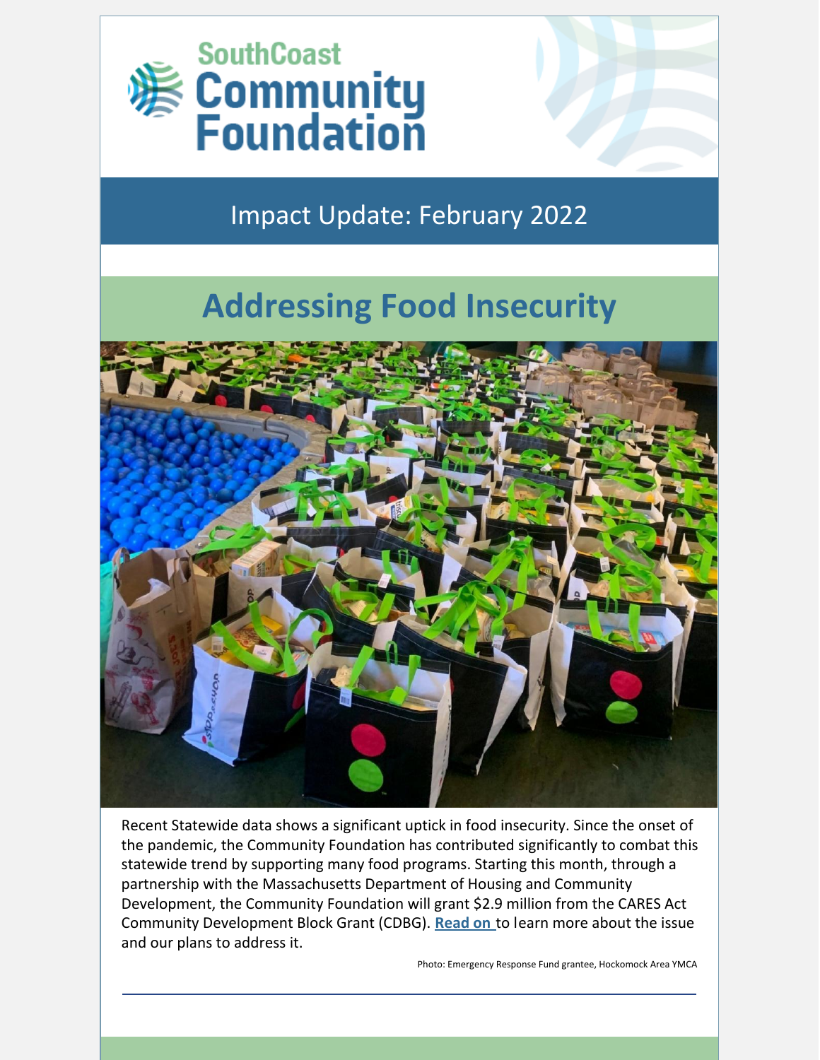SouthCoast Community Foundation

## Impact Update: February 2022

# Addressing Food Insecurity

Recent Statewide data shows a significant uptick in food insecurity. Since the onset of the pandemic, the Community Foundation has contributed significantly to combat this statewide trend by supporting many food programs. Starting this month, through a partnership with the Massachusetts Department of Housing and Community Development, the Community Foundation will grant $2.9 million from the CARES Act Community Development Block Grant (CDBG). **Read on** to learn more about the issue and our plans to address it.

Photo: Emergency Response Fund grantee, Hockomock Area YMCA

---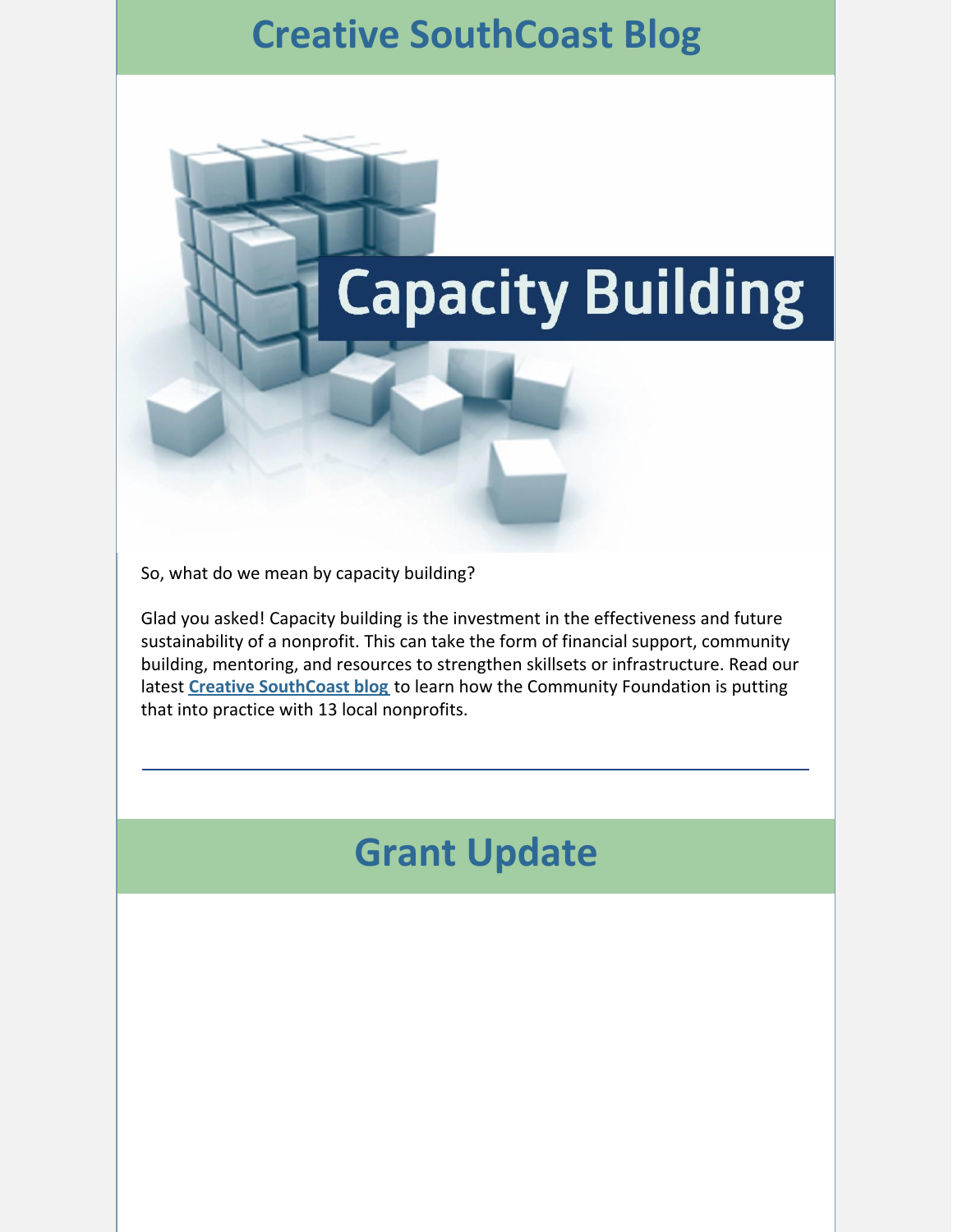## Creative SouthCoast Blog

So, what do we mean by capacity building?

Glad you asked! Capacity building is the investment in the effectiveness and future sustainability of a nonprofit. This can take the form of financial support, community building, mentoring, and resources to strengthen skillsets or infrastructure. Read our latest **Creative SouthCoast blog** to learn how the Community Foundation is putting that into practice with 13 local nonprofits.

---

## Grant Update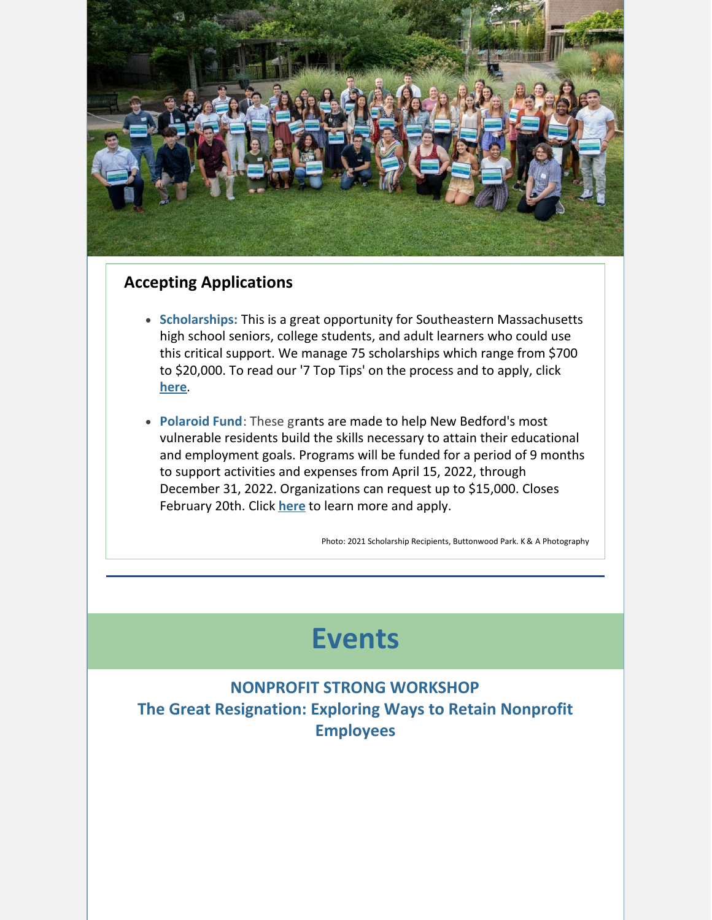## Accepting Applications

- **Scholarships:** This is a great opportunity for Southeastern Massachusetts high school seniors, college students, and adult learners who could use this critical support. We manage 75 scholarships which range from $700 to $20,000. To read our '7 Top Tips' on the process and to apply, click **here**.

- **Polaroid Fund**: These grants are made to help New Bedford's most vulnerable residents build the skills necessary to attain their educational and employment goals. Programs will be funded for a period of 9 months to support activities and expenses from April 15, 2022, through December 31, 2022. Organizations can request up to $15,000. Closes February 20th. Click **here** to learn more and apply.

Photo: 2021 Scholarship Recipients, Buttonwood Park. K & A Photography

# Events

### NONPROFIT STRONG WORKSHOP
### The Great Resignation: Exploring Ways to Retain Nonprofit Employees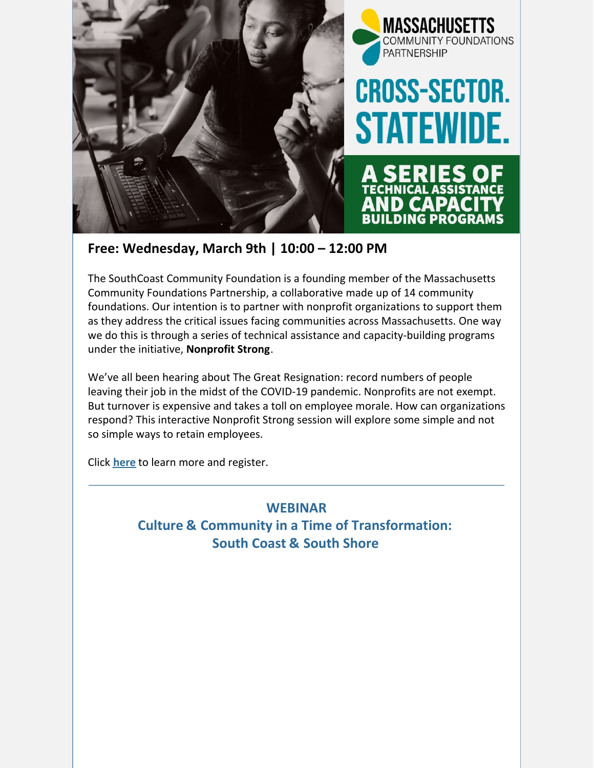**Free: Wednesday, March 9th | 10:00 – 12:00 PM**

The SouthCoast Community Foundation is a founding member of the Massachusetts Community Foundations Partnership, a collaborative made up of 14 community foundations. Our intention is to partner with nonprofit organizations to support them as they address the critical issues facing communities across Massachusetts. One way we do this is through a series of technical assistance and capacity-building programs under the initiative, **Nonprofit Strong**.

We've all been hearing about The Great Resignation: record numbers of people leaving their job in the midst of the COVID-19 pandemic. Nonprofits are not exempt. But turnover is expensive and takes a toll on employee morale. How can organizations respond? This interactive Nonprofit Strong session will explore some simple and not so simple ways to retain employees.

Click **here** to learn more and register.

---

## WEBINAR
## Culture & Community in a Time of Transformation: South Coast & South Shore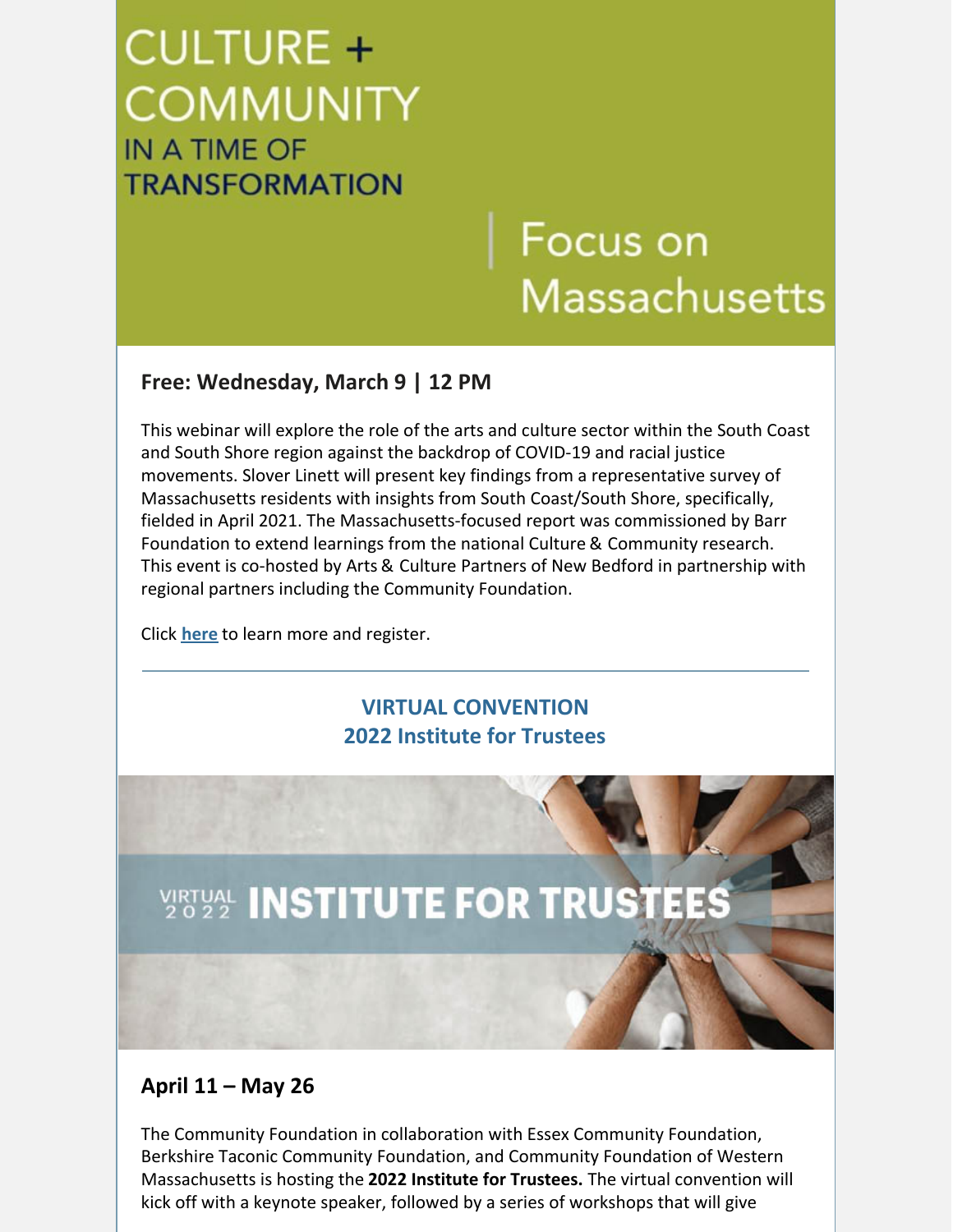# CULTURE + COMMUNITY IN A TIME OF TRANSFORMATION

## Focus on Massachusetts

### Free: Wednesday, March 9 | 12 PM

This webinar will explore the role of the arts and culture sector within the South Coast and South Shore region against the backdrop of COVID-19 and racial justice movements. Slover Linett will present key findings from a representative survey of Massachusetts residents with insights from South Coast/South Shore, specifically, fielded in April 2021. The Massachusetts-focused report was commissioned by Barr Foundation to extend learnings from the national Culture & Community research. This event is co-hosted by Arts & Culture Partners of New Bedford in partnership with regional partners including the Community Foundation.

Click **here** to learn more and register.

---

## VIRTUAL CONVENTION
## 2022 Institute for Trustees

VIRTUAL 2022 INSTITUTE FOR TRUSTEES

### April 11 – May 26

The Community Foundation in collaboration with Essex Community Foundation, Berkshire Taconic Community Foundation, and Community Foundation of Western Massachusetts is hosting the **2022 Institute for Trustees.** The virtual convention will kick off with a keynote speaker, followed by a series of workshops that will give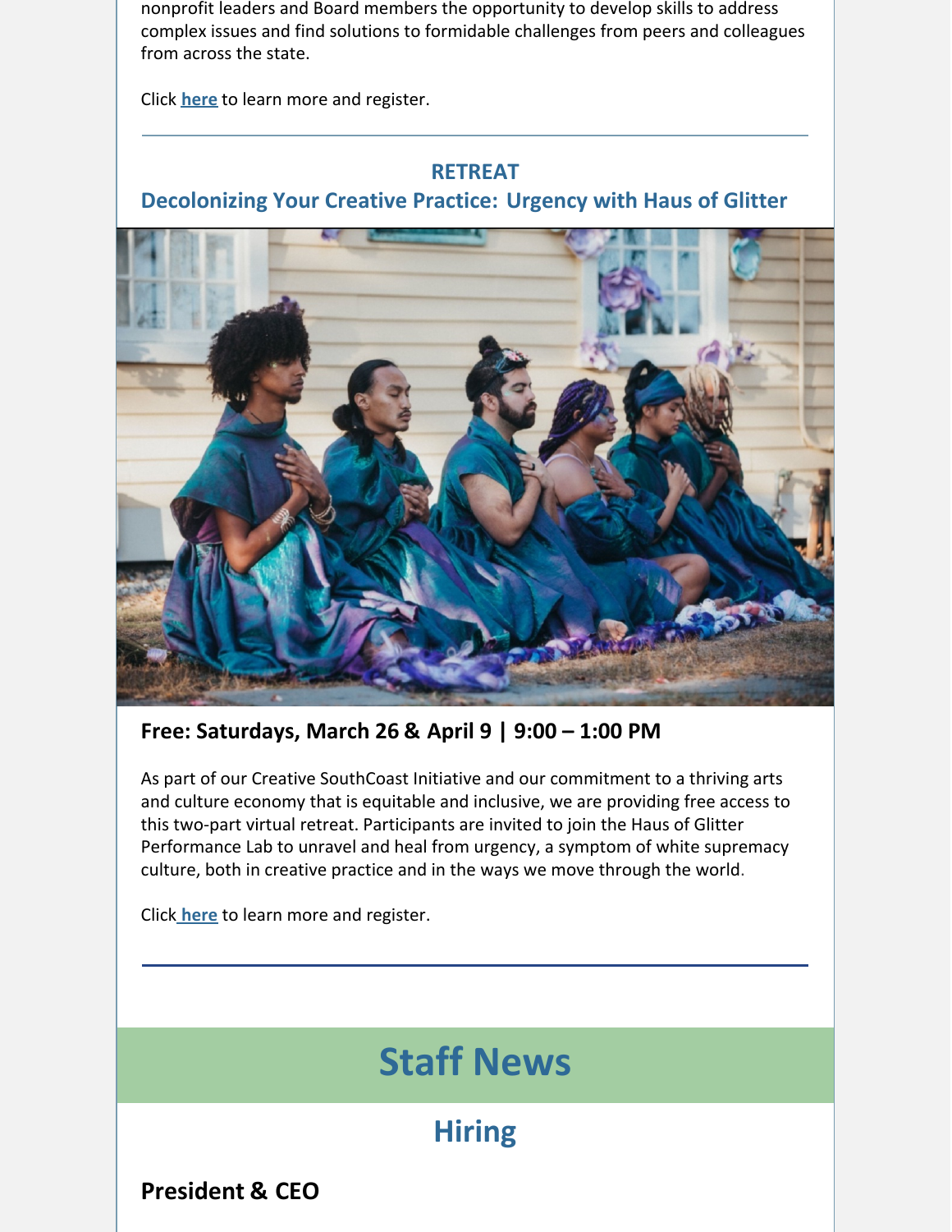nonprofit leaders and Board members the opportunity to develop skills to address complex issues and find solutions to formidable challenges from peers and colleagues from across the state.

Click **here** to learn more and register.

---

### RETREAT

### Decolonizing Your Creative Practice: Urgency with Haus of Glitter

**Free: Saturdays, March 26 & April 9 | 9:00 – 1:00 PM**

As part of our Creative SouthCoast Initiative and our commitment to a thriving arts and culture economy that is equitable and inclusive, we are providing free access to this two-part virtual retreat. Participants are invited to join the Haus of Glitter Performance Lab to unravel and heal from urgency, a symptom of white supremacy culture, both in creative practice and in the ways we move through the world.

Click **here** to learn more and register.

---

# Staff News

## Hiring

### President & CEO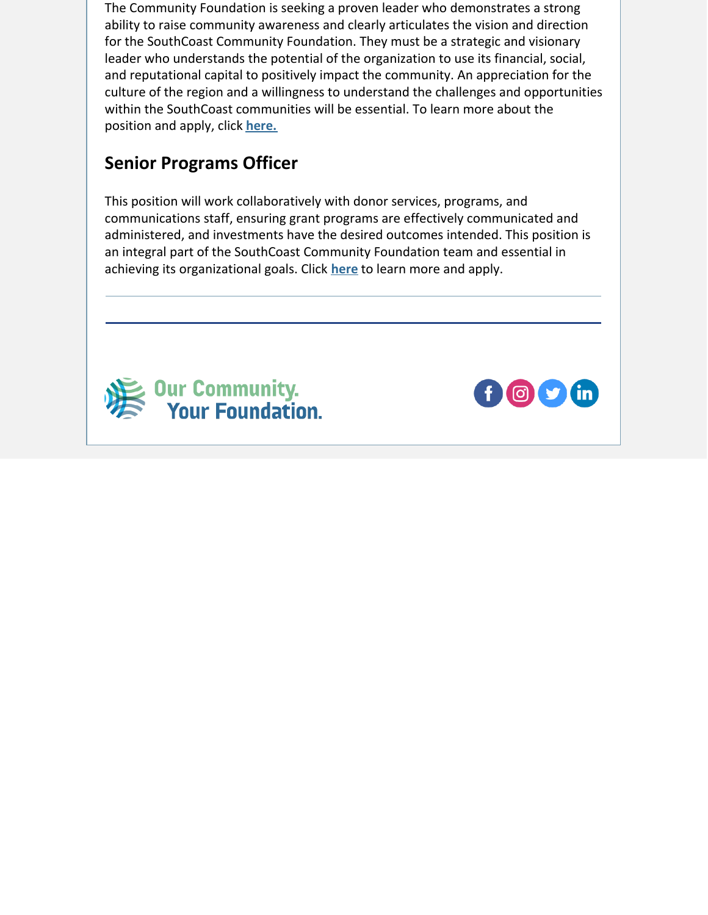The Community Foundation is seeking a proven leader who demonstrates a strong ability to raise community awareness and clearly articulates the vision and direction for the SouthCoast Community Foundation. They must be a strategic and visionary leader who understands the potential of the organization to use its financial, social, and reputational capital to positively impact the community. An appreciation for the culture of the region and a willingness to understand the challenges and opportunities within the SouthCoast communities will be essential. To learn more about the position and apply, click **here.**

## Senior Programs Officer

This position will work collaboratively with donor services, programs, and communications staff, ensuring grant programs are effectively communicated and administered, and investments have the desired outcomes intended. This position is an integral part of the SouthCoast Community Foundation team and essential in achieving its organizational goals. Click **here** to learn more and apply.

---

Our Community.
Your Foundation.